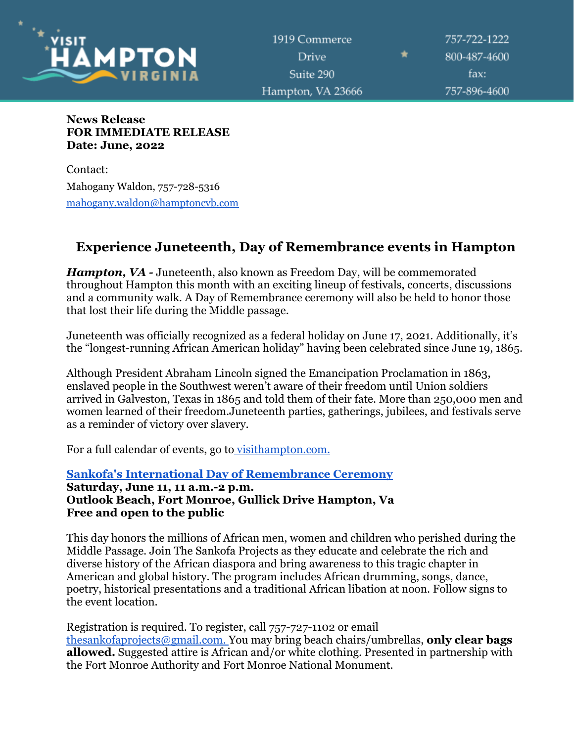1919 Commerce Drive
Suite 290
Hampton, VA 23666

757-722-1222
800-487-4600
fax:
757-896-4600

**News Release**
**FOR IMMEDIATE RELEASE**
**Date: June, 2022**

Contact:
Mahogany Waldon, 757-728-5316
mahogany.waldon@hamptoncvb.com

# Experience Juneteenth, Day of Remembrance events in Hampton

***Hampton, VA -*** Juneteenth, also known as Freedom Day, will be commemorated throughout Hampton this month with an exciting lineup of festivals, concerts, discussions and a community walk. A Day of Remembrance ceremony will also be held to honor those that lost their life during the Middle passage.

Juneteenth was officially recognized as a federal holiday on June 17, 2021. Additionally, it's the "longest-running African American holiday" having been celebrated since June 19, 1865.

Although President Abraham Lincoln signed the Emancipation Proclamation in 1863, enslaved people in the Southwest weren't aware of their freedom until Union soldiers arrived in Galveston, Texas in 1865 and told them of their fate. More than 250,000 men and women learned of their freedom.Juneteenth parties, gatherings, jubilees, and festivals serve as a reminder of victory over slavery.

For a full calendar of events, go to visithampton.com.

**Sankofa's International Day of Remembrance Ceremony**
**Saturday, June 11, 11 a.m.-2 p.m.**
**Outlook Beach, Fort Monroe, Gullick Drive Hampton, Va**
**Free and open to the public**

This day honors the millions of African men, women and children who perished during the Middle Passage. Join The Sankofa Projects as they educate and celebrate the rich and diverse history of the African diaspora and bring awareness to this tragic chapter in American and global history. The program includes African drumming, songs, dance, poetry, historical presentations and a traditional African libation at noon. Follow signs to the event location.

Registration is required. To register, call 757-727-1102 or email thesankofaprojects@gmail.com. You may bring beach chairs/umbrellas, **only clear bags allowed.** Suggested attire is African and/or white clothing. Presented in partnership with the Fort Monroe Authority and Fort Monroe National Monument.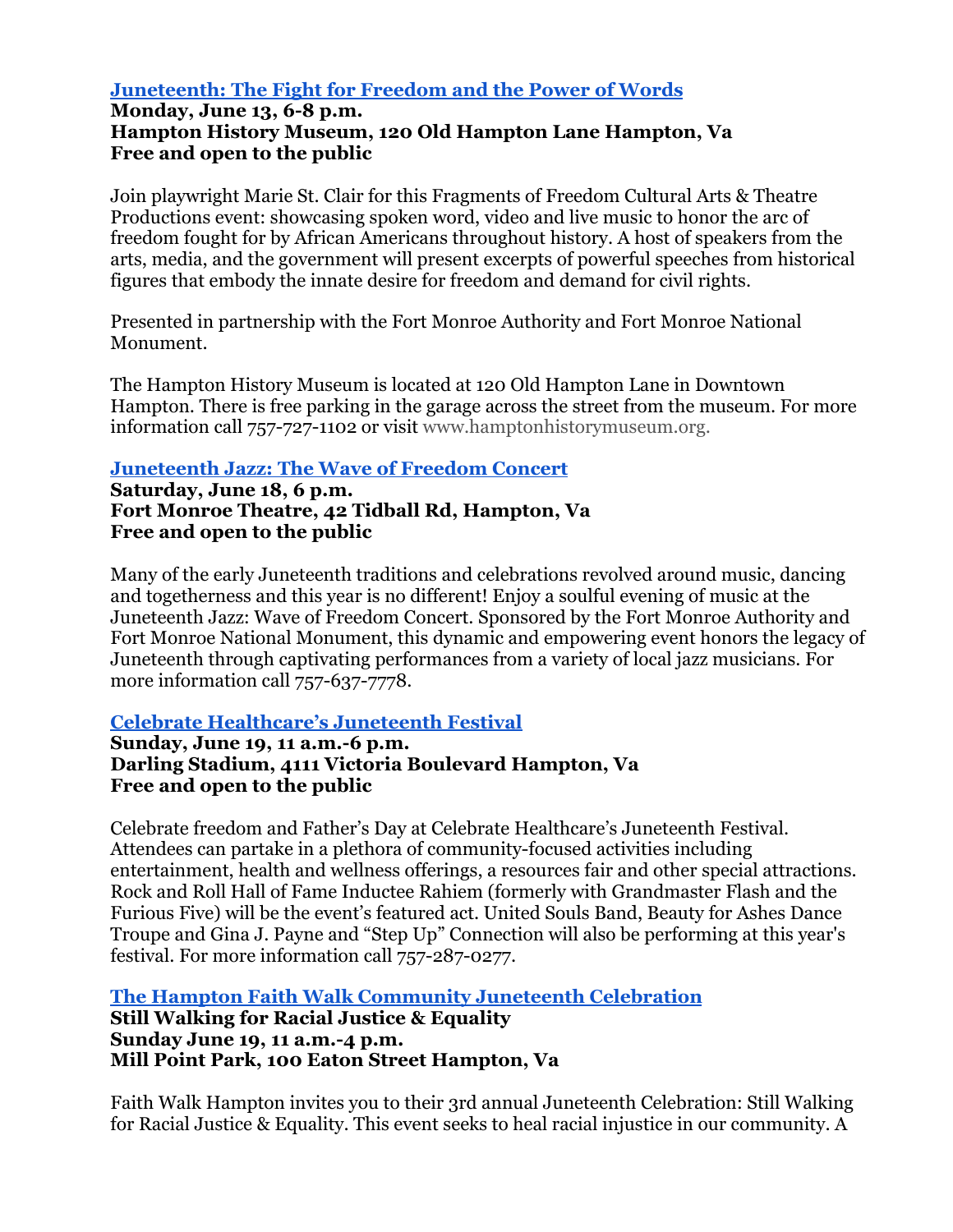### [Juneteenth: The Fight for Freedom and the Power of Words]

**Monday, June 13, 6-8 p.m.**
**Hampton History Museum, 120 Old Hampton Lane Hampton, Va**
**Free and open to the public**

Join playwright Marie St. Clair for this Fragments of Freedom Cultural Arts & Theatre Productions event: showcasing spoken word, video and live music to honor the arc of freedom fought for by African Americans throughout history. A host of speakers from the arts, media, and the government will present excerpts of powerful speeches from historical figures that embody the innate desire for freedom and demand for civil rights.

Presented in partnership with the Fort Monroe Authority and Fort Monroe National Monument.

The Hampton History Museum is located at 120 Old Hampton Lane in Downtown Hampton. There is free parking in the garage across the street from the museum. For more information call 757-727-1102 or visit www.hamptonhistorymuseum.org.

### [Juneteenth Jazz: The Wave of Freedom Concert]

**Saturday, June 18, 6 p.m.**
**Fort Monroe Theatre, 42 Tidball Rd, Hampton, Va**
**Free and open to the public**

Many of the early Juneteenth traditions and celebrations revolved around music, dancing and togetherness and this year is no different! Enjoy a soulful evening of music at the Juneteenth Jazz: Wave of Freedom Concert. Sponsored by the Fort Monroe Authority and Fort Monroe National Monument, this dynamic and empowering event honors the legacy of Juneteenth through captivating performances from a variety of local jazz musicians. For more information call 757-637-7778.

### [Celebrate Healthcare's Juneteenth Festival]

**Sunday, June 19, 11 a.m.-6 p.m.**
**Darling Stadium, 4111 Victoria Boulevard Hampton, Va**
**Free and open to the public**

Celebrate freedom and Father's Day at Celebrate Healthcare's Juneteenth Festival. Attendees can partake in a plethora of community-focused activities including entertainment, health and wellness offerings, a resources fair and other special attractions. Rock and Roll Hall of Fame Inductee Rahiem (formerly with Grandmaster Flash and the Furious Five) will be the event's featured act. United Souls Band, Beauty for Ashes Dance Troupe and Gina J. Payne and "Step Up" Connection will also be performing at this year's festival. For more information call 757-287-0277.

### [The Hampton Faith Walk Community Juneteenth Celebration]

**Still Walking for Racial Justice & Equality**
**Sunday June 19, 11 a.m.-4 p.m.**
**Mill Point Park, 100 Eaton Street Hampton, Va**

Faith Walk Hampton invites you to their 3rd annual Juneteenth Celebration: Still Walking for Racial Justice & Equality. This event seeks to heal racial injustice in our community. A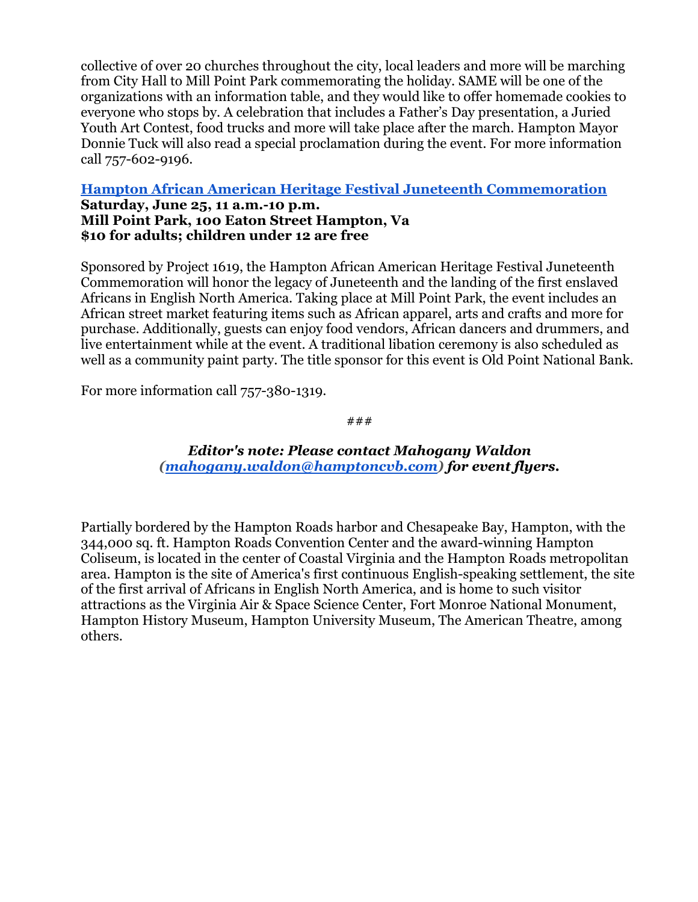collective of over 20 churches throughout the city, local leaders and more will be marching from City Hall to Mill Point Park commemorating the holiday. SAME will be one of the organizations with an information table, and they would like to offer homemade cookies to everyone who stops by. A celebration that includes a Father's Day presentation, a Juried Youth Art Contest, food trucks and more will take place after the march. Hampton Mayor Donnie Tuck will also read a special proclamation during the event. For more information call 757-602-9196.

**Hampton African American Heritage Festival Juneteenth Commemoration**
**Saturday, June 25, 11 a.m.-10 p.m.**
**Mill Point Park, 100 Eaton Street Hampton, Va**
**$10 for adults; children under 12 are free**

Sponsored by Project 1619, the Hampton African American Heritage Festival Juneteenth Commemoration will honor the legacy of Juneteenth and the landing of the first enslaved Africans in English North America. Taking place at Mill Point Park, the event includes an African street market featuring items such as African apparel, arts and crafts and more for purchase. Additionally, guests can enjoy food vendors, African dancers and drummers, and live entertainment while at the event. A traditional libation ceremony is also scheduled as well as a community paint party. The title sponsor for this event is Old Point National Bank.

For more information call 757-380-1319.

###

***Editor's note: Please contact Mahogany Waldon (mahogany.waldon@hamptoncvb.com) for event flyers.***

Partially bordered by the Hampton Roads harbor and Chesapeake Bay, Hampton, with the 344,000 sq. ft. Hampton Roads Convention Center and the award-winning Hampton Coliseum, is located in the center of Coastal Virginia and the Hampton Roads metropolitan area. Hampton is the site of America's first continuous English-speaking settlement, the site of the first arrival of Africans in English North America, and is home to such visitor attractions as the Virginia Air & Space Science Center, Fort Monroe National Monument, Hampton History Museum, Hampton University Museum, The American Theatre, among others.